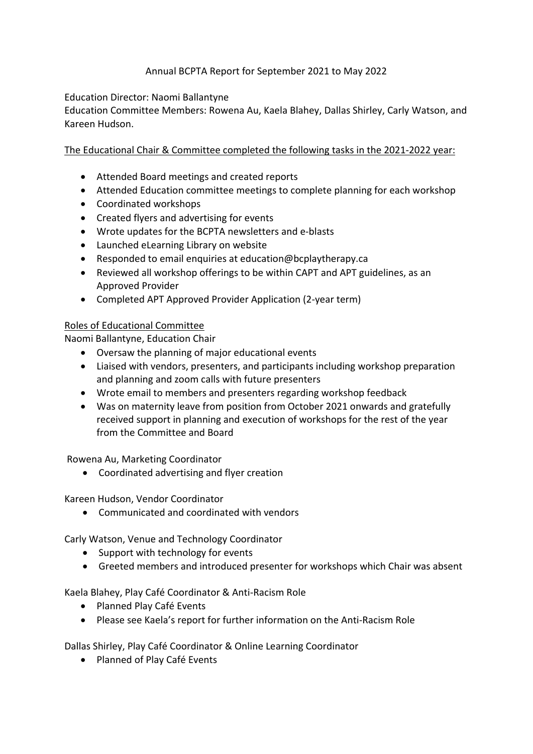# Annual BCPTA Report for September 2021 to May 2022

Education Director: Naomi Ballantyne
Education Committee Members: Rowena Au, Kaela Blahey, Dallas Shirley, Carly Watson, and Kareen Hudson.

<u>The Educational Chair & Committee completed the following tasks in the 2021-2022 year:</u>

- Attended Board meetings and created reports
- Attended Education committee meetings to complete planning for each workshop
- Coordinated workshops
- Created flyers and advertising for events
- Wrote updates for the BCPTA newsletters and e-blasts
- Launched eLearning Library on website
- Responded to email enquiries at education@bcplaytherapy.ca
- Reviewed all workshop offerings to be within CAPT and APT guidelines, as an Approved Provider
- Completed APT Approved Provider Application (2-year term)

<u>Roles of Educational Committee</u>

Naomi Ballantyne, Education Chair

- Oversaw the planning of major educational events
- Liaised with vendors, presenters, and participants including workshop preparation and planning and zoom calls with future presenters
- Wrote email to members and presenters regarding workshop feedback
- Was on maternity leave from position from October 2021 onwards and gratefully received support in planning and execution of workshops for the rest of the year from the Committee and Board

Rowena Au, Marketing Coordinator

- Coordinated advertising and flyer creation

Kareen Hudson, Vendor Coordinator

- Communicated and coordinated with vendors

Carly Watson, Venue and Technology Coordinator

- Support with technology for events
- Greeted members and introduced presenter for workshops which Chair was absent

Kaela Blahey, Play Café Coordinator & Anti-Racism Role

- Planned Play Café Events
- Please see Kaela's report for further information on the Anti-Racism Role

Dallas Shirley, Play Café Coordinator & Online Learning Coordinator

- Planned of Play Café Events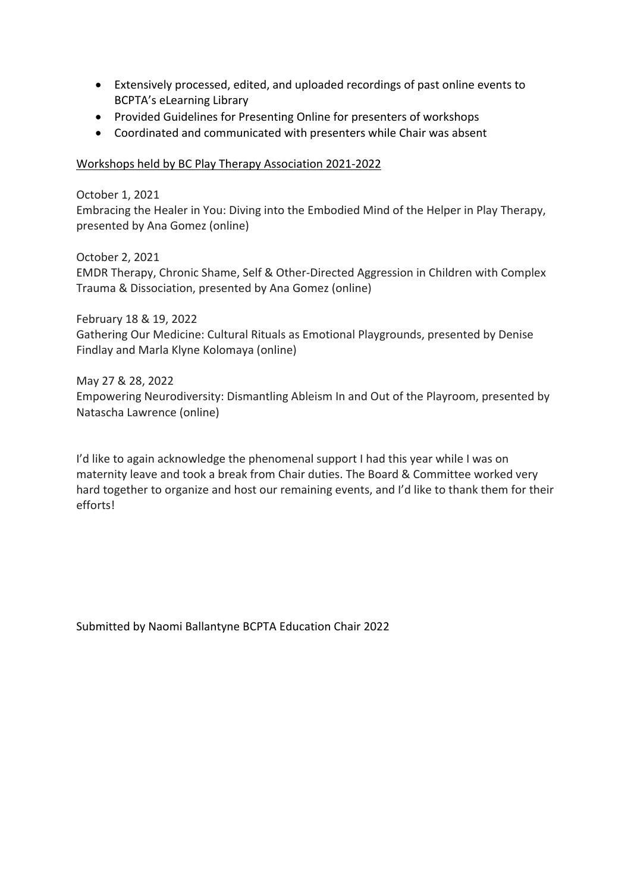- Extensively processed, edited, and uploaded recordings of past online events to BCPTA's eLearning Library
- Provided Guidelines for Presenting Online for presenters of workshops
- Coordinated and communicated with presenters while Chair was absent

<u>Workshops held by BC Play Therapy Association 2021-2022</u>

October 1, 2021
Embracing the Healer in You: Diving into the Embodied Mind of the Helper in Play Therapy, presented by Ana Gomez (online)

October 2, 2021
EMDR Therapy, Chronic Shame, Self & Other-Directed Aggression in Children with Complex Trauma & Dissociation, presented by Ana Gomez (online)

February 18 & 19, 2022
Gathering Our Medicine: Cultural Rituals as Emotional Playgrounds, presented by Denise Findlay and Marla Klyne Kolomaya (online)

May 27 & 28, 2022
Empowering Neurodiversity: Dismantling Ableism In and Out of the Playroom, presented by Natascha Lawrence (online)

I'd like to again acknowledge the phenomenal support I had this year while I was on maternity leave and took a break from Chair duties. The Board & Committee worked very hard together to organize and host our remaining events, and I'd like to thank them for their efforts!

Submitted by Naomi Ballantyne BCPTA Education Chair 2022